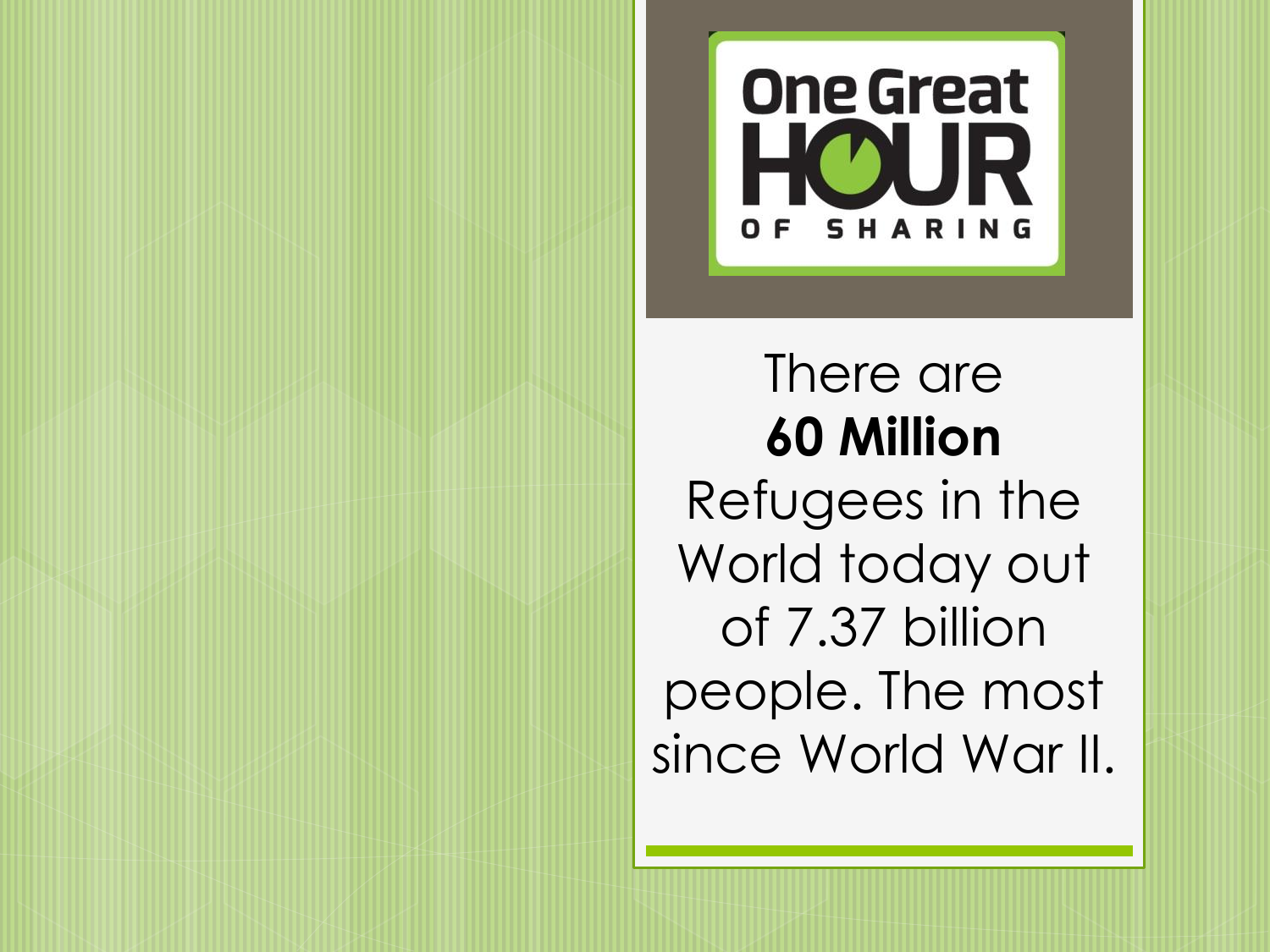# One Great HOUR OF SHARING

There are
**60 Million**
Refugees in the World today out of 7.37 billion people. The most since World War II.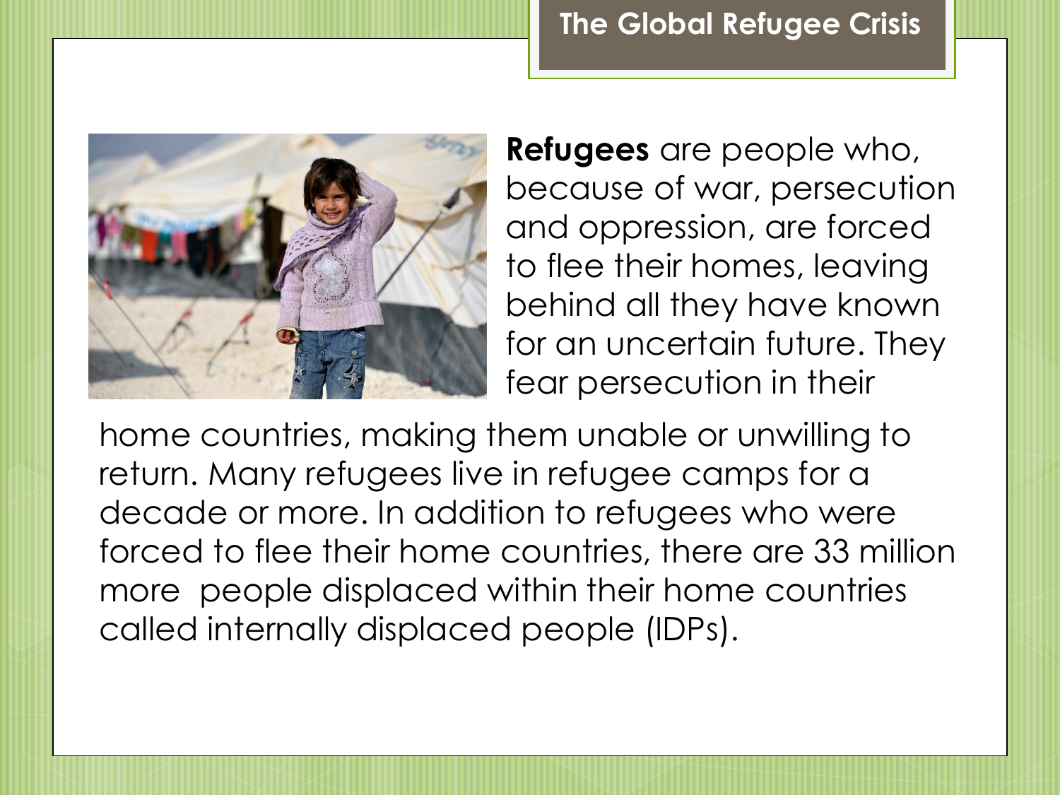# The Global Refugee Crisis

**Refugees** are people who, because of war, persecution and oppression, are forced to flee their homes, leaving behind all they have known for an uncertain future. They fear persecution in their home countries, making them unable or unwilling to return. Many refugees live in refugee camps for a decade or more. In addition to refugees who were forced to flee their home countries, there are 33 million more people displaced within their home countries called internally displaced people (IDPs).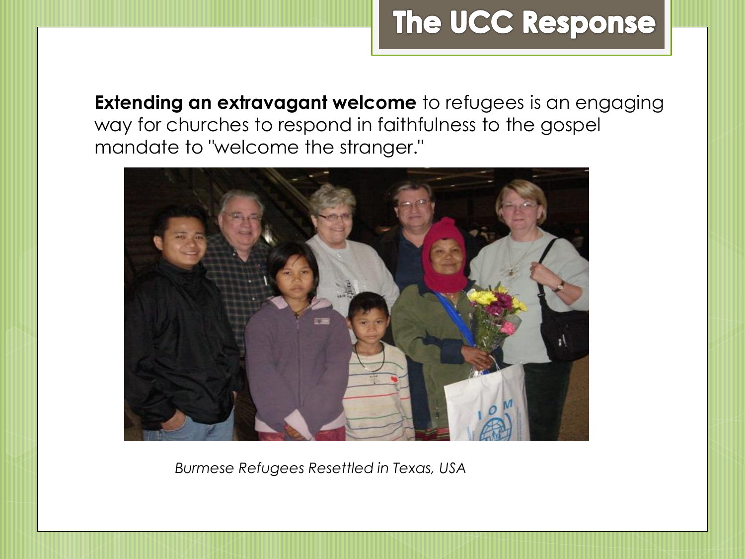# The UCC Response

**Extending an extravagant welcome** to refugees is an engaging way for churches to respond in faithfulness to the gospel mandate to "welcome the stranger."

*Burmese Refugees Resettled in Texas, USA*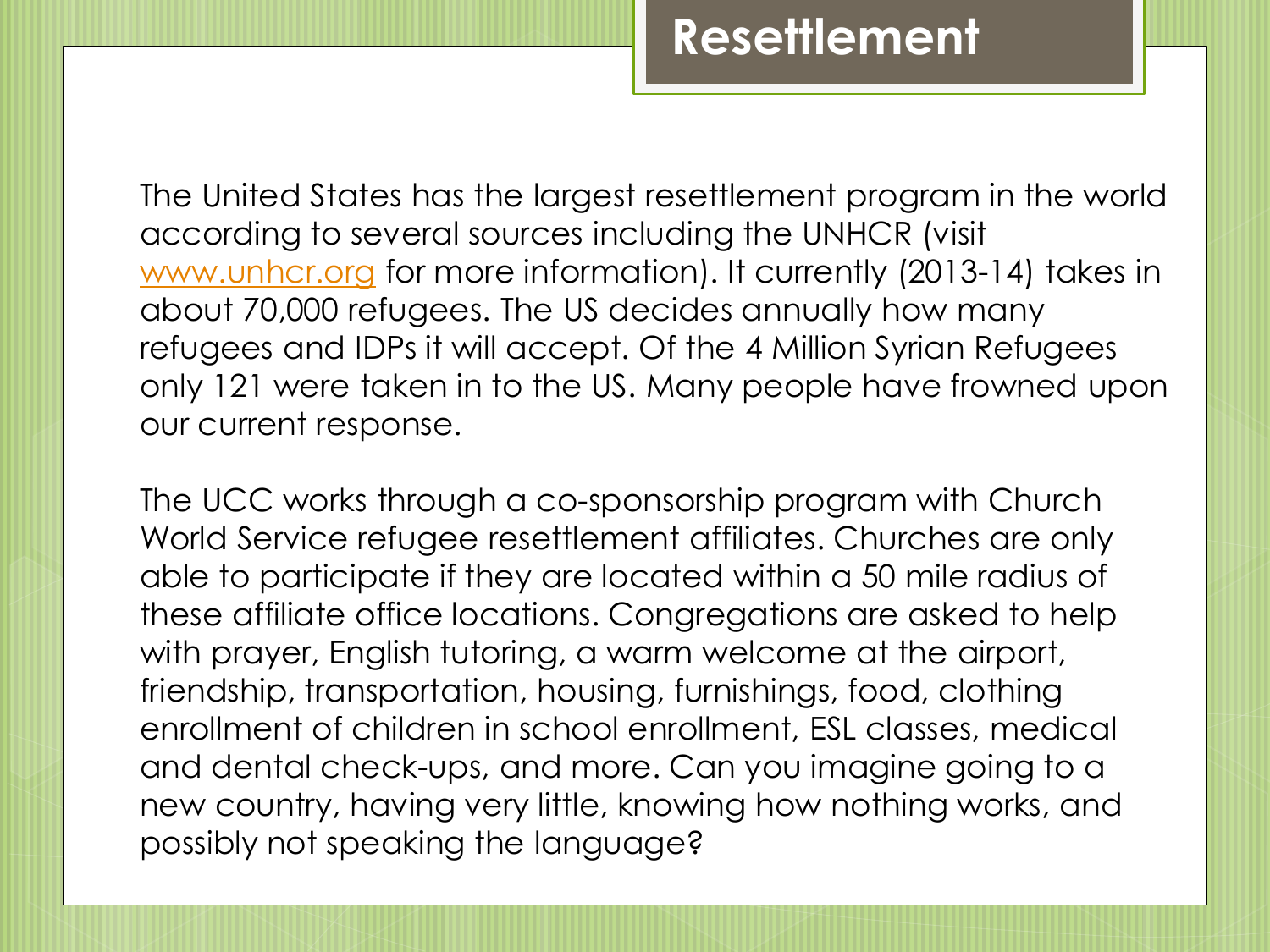# Resettlement

The United States has the largest resettlement program in the world according to several sources including the UNHCR (visit [www.unhcr.org](http://www.unhcr.org) for more information). It currently (2013-14) takes in about 70,000 refugees. The US decides annually how many refugees and IDPs it will accept. Of the 4 Million Syrian Refugees only 121 were taken in to the US. Many people have frowned upon our current response.

The UCC works through a co-sponsorship program with Church World Service refugee resettlement affiliates. Churches are only able to participate if they are located within a 50 mile radius of these affiliate office locations. Congregations are asked to help with prayer, English tutoring, a warm welcome at the airport, friendship, transportation, housing, furnishings, food, clothing enrollment of children in school enrollment, ESL classes, medical and dental check-ups, and more. Can you imagine going to a new country, having very little, knowing how nothing works, and possibly not speaking the language?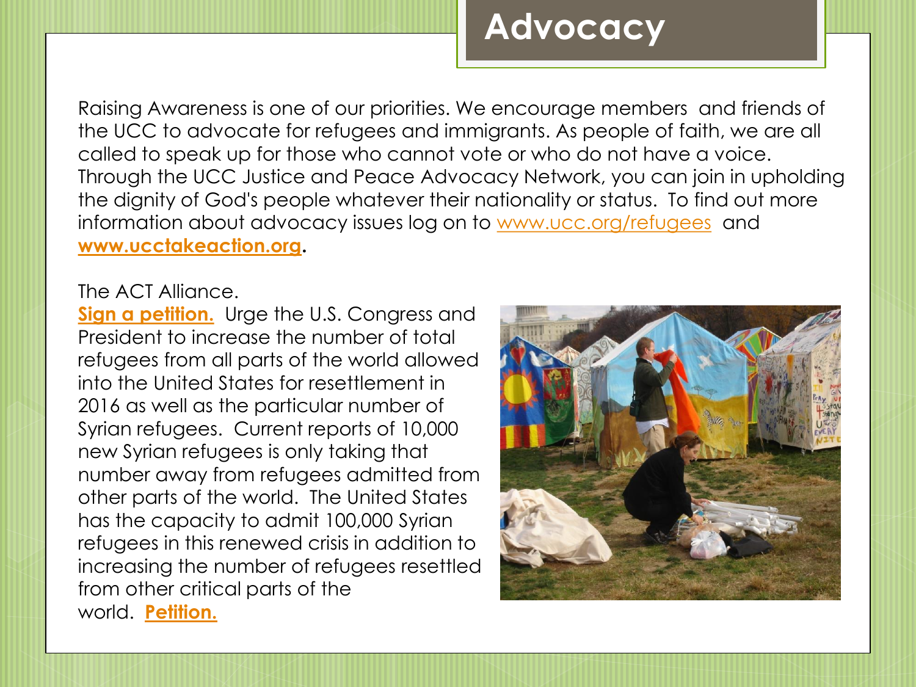# Advocacy

Raising Awareness is one of our priorities. We encourage members and friends of the UCC to advocate for refugees and immigrants. As people of faith, we are all called to speak up for those who cannot vote or who do not have a voice. Through the UCC Justice and Peace Advocacy Network, you can join in upholding the dignity of God's people whatever their nationality or status. To find out more information about advocacy issues log on to www.ucc.org/refugees and **www.ucctakeaction.org**.

The ACT Alliance.

**Sign a petition.** Urge the U.S. Congress and President to increase the number of total refugees from all parts of the world allowed into the United States for resettlement in 2016 as well as the particular number of Syrian refugees. Current reports of 10,000 new Syrian refugees is only taking that number away from refugees admitted from other parts of the world. The United States has the capacity to admit 100,000 Syrian refugees in this renewed crisis in addition to increasing the number of refugees resettled from other critical parts of the world. **Petition.**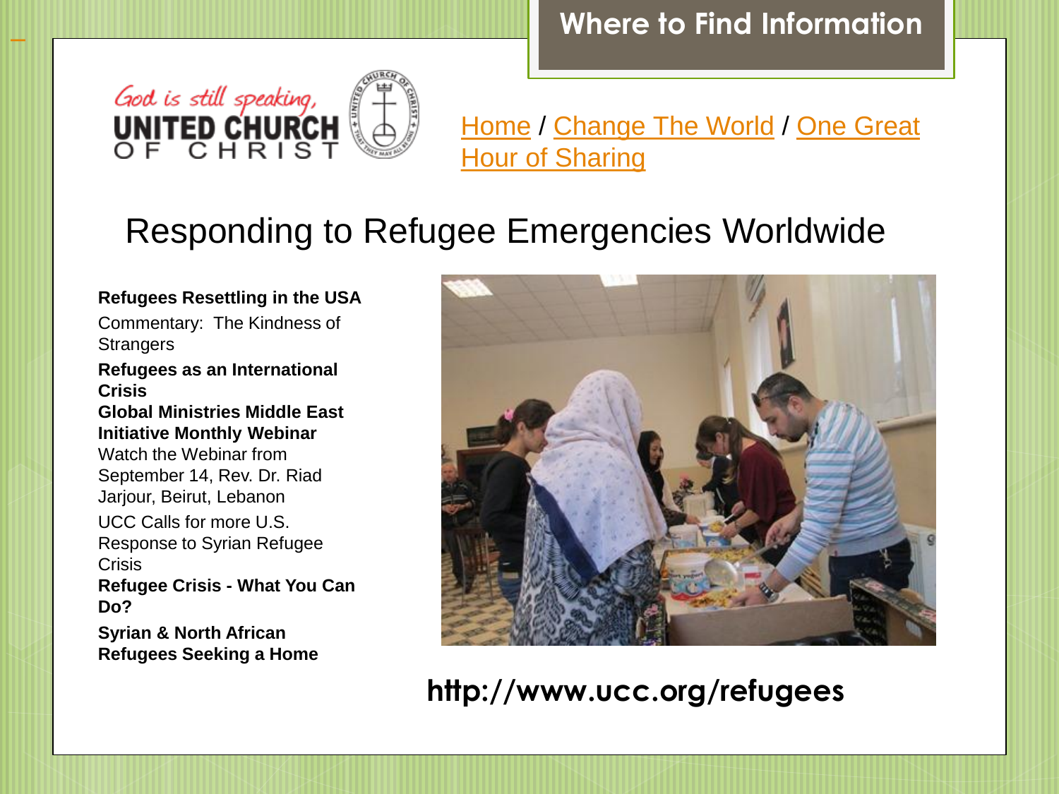# Where to Find Information

God is still speaking,
UNITED CHURCH OF CHRIST

Home / Change The World / One Great Hour of Sharing

## Responding to Refugee Emergencies Worldwide

**Refugees Resettling in the USA**

Commentary: The Kindness of Strangers

**Refugees as an International Crisis**

**Global Ministries Middle East Initiative Monthly Webinar**

Watch the Webinar from September 14, Rev. Dr. Riad Jarjour, Beirut, Lebanon

UCC Calls for more U.S. Response to Syrian Refugee Crisis

**Refugee Crisis - What You Can Do?**

**Syrian & North African Refugees Seeking a Home**

**http://www.ucc.org/refugees**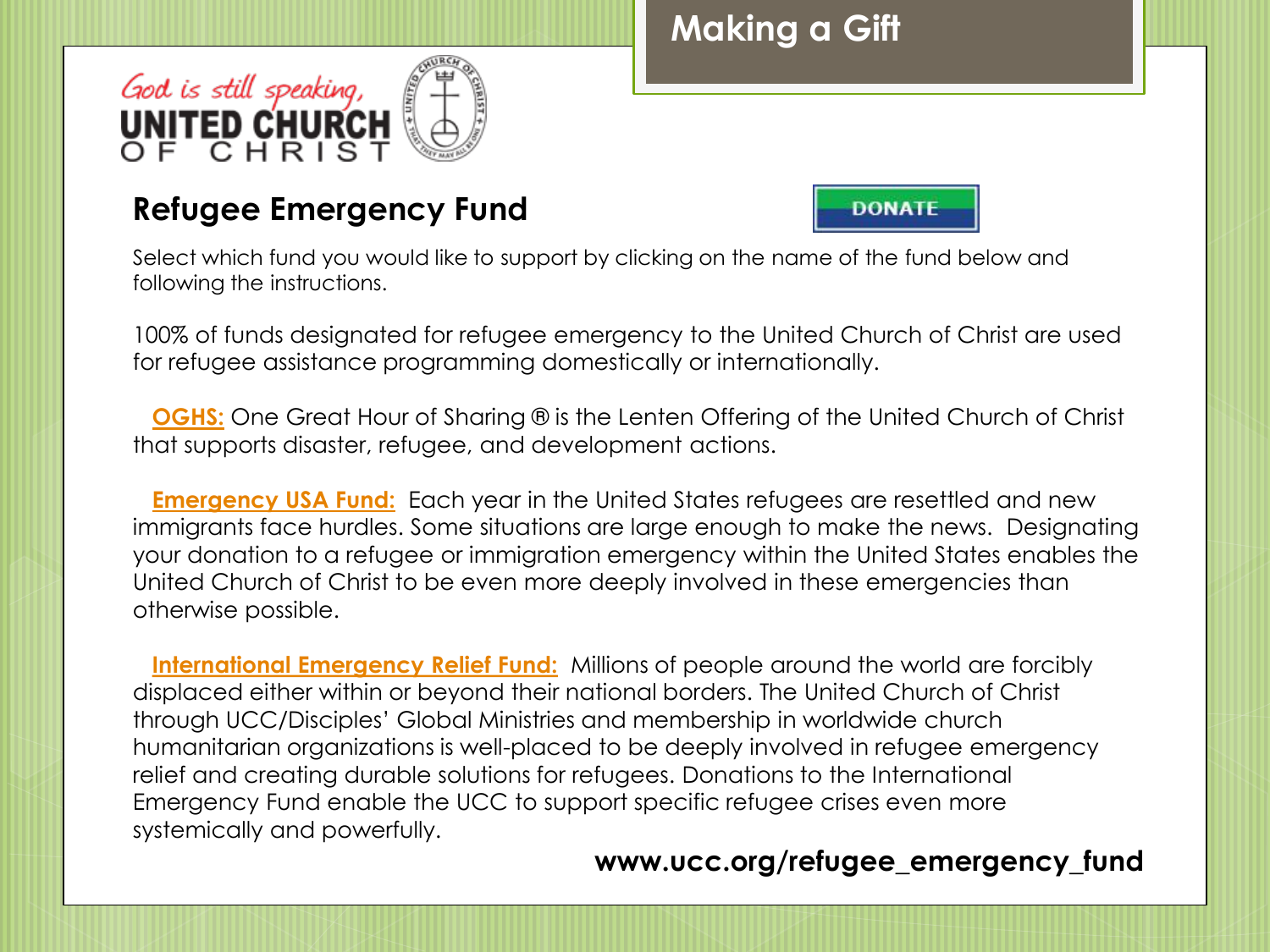## Making a Gift

God is still speaking,
UNITED CHURCH OF CHRIST

### Refugee Emergency Fund

DONATE

Select which fund you would like to support by clicking on the name of the fund below and following the instructions.

100% of funds designated for refugee emergency to the United Church of Christ are used for refugee assistance programming domestically or internationally.

**OGHS:** One Great Hour of Sharing ® is the Lenten Offering of the United Church of Christ that supports disaster, refugee, and development actions.

**Emergency USA Fund:** Each year in the United States refugees are resettled and new immigrants face hurdles. Some situations are large enough to make the news. Designating your donation to a refugee or immigration emergency within the United States enables the United Church of Christ to be even more deeply involved in these emergencies than otherwise possible.

**International Emergency Relief Fund:** Millions of people around the world are forcibly displaced either within or beyond their national borders. The United Church of Christ through UCC/Disciples' Global Ministries and membership in worldwide church humanitarian organizations is well-placed to be deeply involved in refugee emergency relief and creating durable solutions for refugees. Donations to the International Emergency Fund enable the UCC to support specific refugee crises even more systemically and powerfully.

**www.ucc.org/refugee_emergency_fund**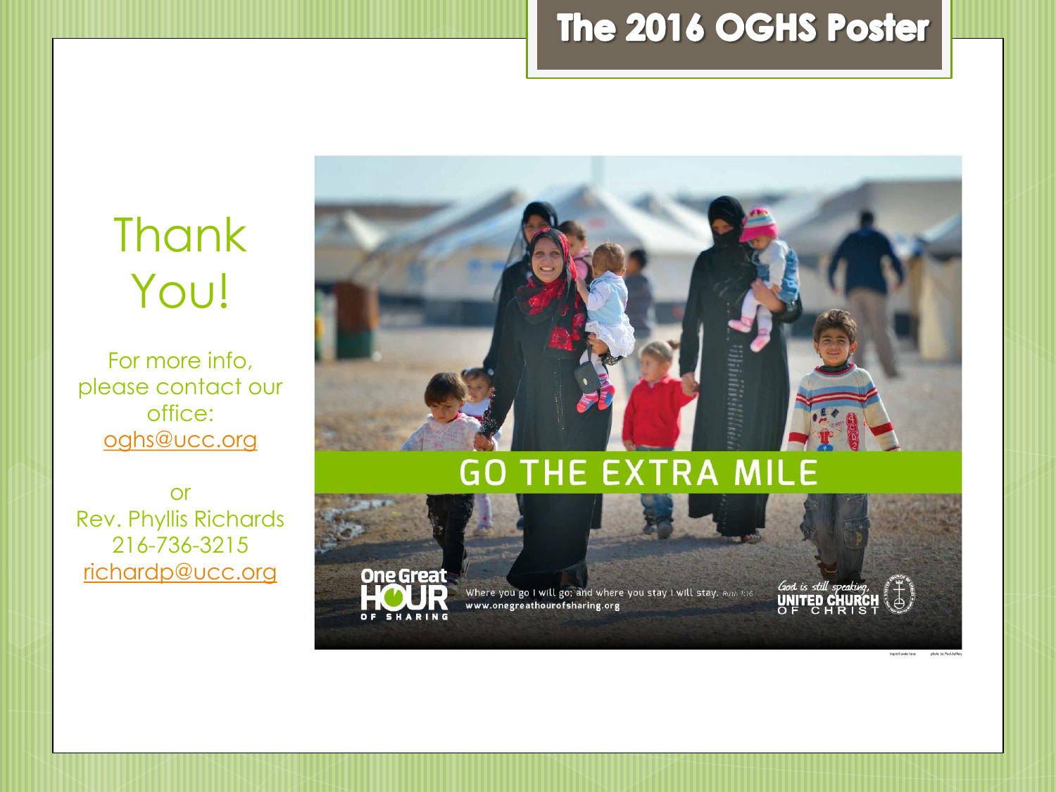# The 2016 OGHS Poster

Thank You!

For more info, please contact our office:
oghs@ucc.org

or

Rev. Phyllis Richards
216-736-3215
richardp@ucc.org

GO THE EXTRA MILE

One Great HOUR OF SHARING

Where you go I will go; and where you stay I will stay. Ruth 1:16
www.onegreathourofsharing.org

God is still speaking, UNITED CHURCH OF CHRIST